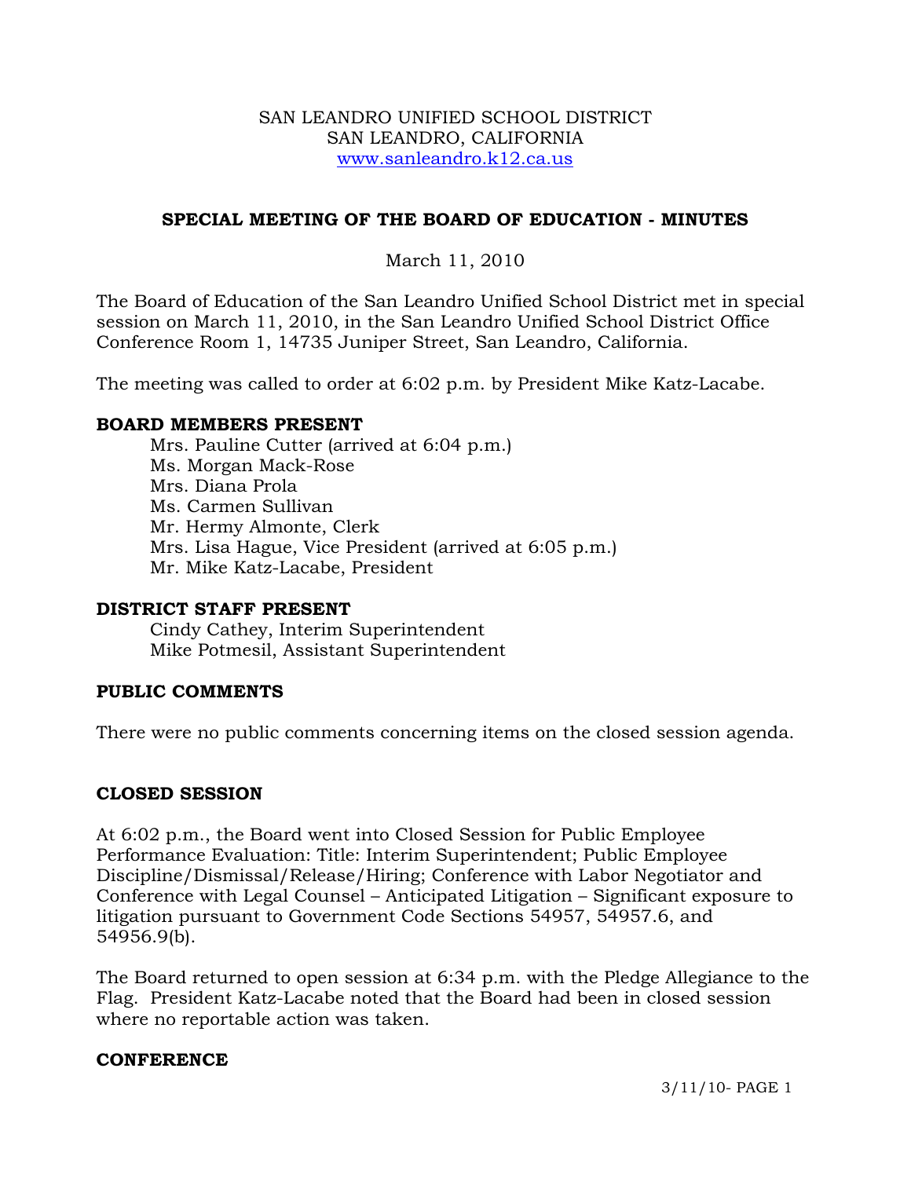SAN LEANDRO UNIFIED SCHOOL DISTRICT
SAN LEANDRO, CALIFORNIA
www.sanleandro.k12.ca.us

## SPECIAL MEETING OF THE BOARD OF EDUCATION - MINUTES

March 11, 2010

The Board of Education of the San Leandro Unified School District met in special session on March 11, 2010, in the San Leandro Unified School District Office Conference Room 1, 14735 Juniper Street, San Leandro, California.

The meeting was called to order at 6:02 p.m. by President Mike Katz-Lacabe.

### BOARD MEMBERS PRESENT

Mrs. Pauline Cutter (arrived at 6:04 p.m.)
Ms. Morgan Mack-Rose
Mrs. Diana Prola
Ms. Carmen Sullivan
Mr. Hermy Almonte, Clerk
Mrs. Lisa Hague, Vice President (arrived at 6:05 p.m.)
Mr. Mike Katz-Lacabe, President

### DISTRICT STAFF PRESENT

Cindy Cathey, Interim Superintendent
Mike Potmesil, Assistant Superintendent

### PUBLIC COMMENTS

There were no public comments concerning items on the closed session agenda.

### CLOSED SESSION

At 6:02 p.m., the Board went into Closed Session for Public Employee Performance Evaluation: Title: Interim Superintendent; Public Employee Discipline/Dismissal/Release/Hiring; Conference with Labor Negotiator and Conference with Legal Counsel – Anticipated Litigation – Significant exposure to litigation pursuant to Government Code Sections 54957, 54957.6, and 54956.9(b).

The Board returned to open session at 6:34 p.m. with the Pledge Allegiance to the Flag. President Katz-Lacabe noted that the Board had been in closed session where no reportable action was taken.

### CONFERENCE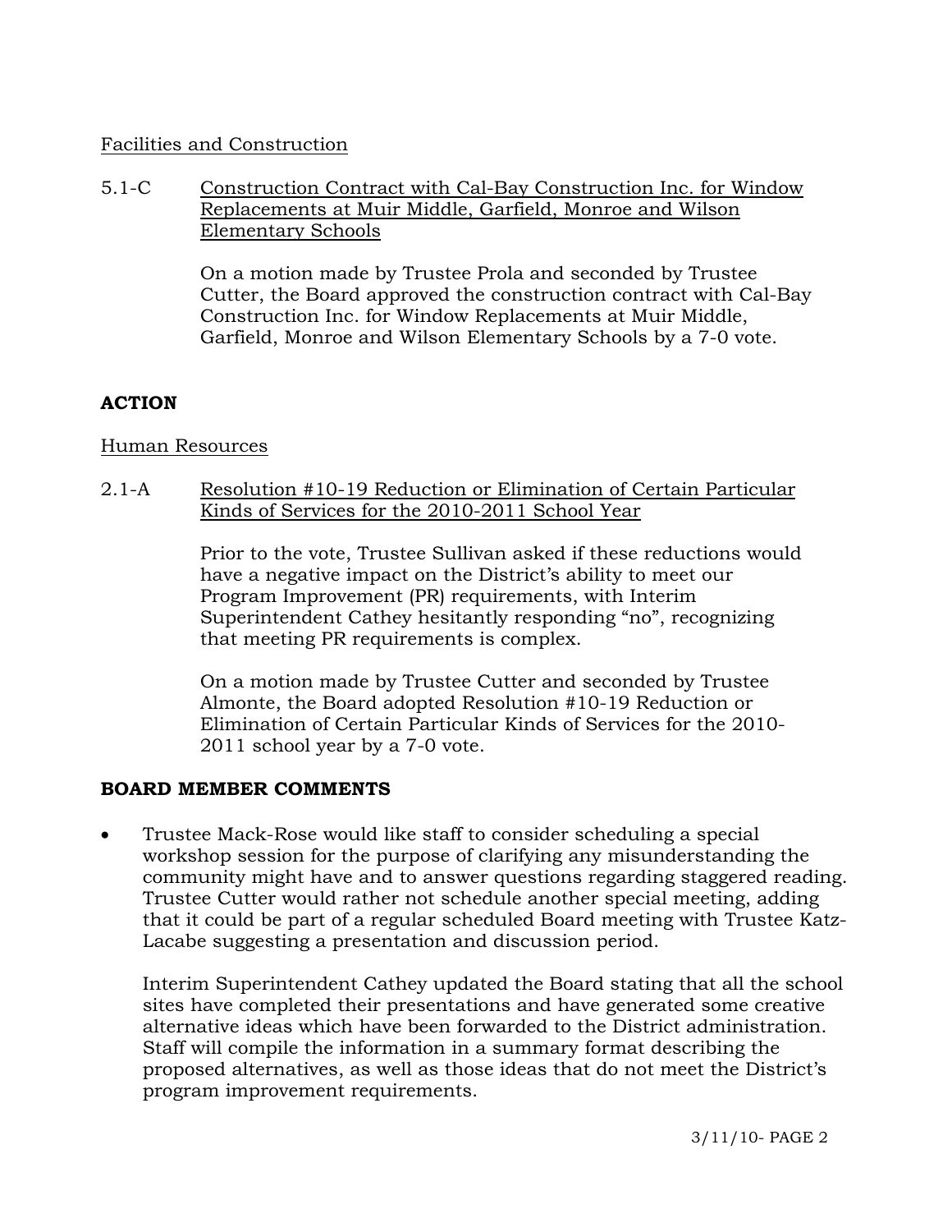Facilities and Construction

5.1-C Construction Contract with Cal-Bay Construction Inc. for Window Replacements at Muir Middle, Garfield, Monroe and Wilson Elementary Schools

On a motion made by Trustee Prola and seconded by Trustee Cutter, the Board approved the construction contract with Cal-Bay Construction Inc. for Window Replacements at Muir Middle, Garfield, Monroe and Wilson Elementary Schools by a 7-0 vote.

**ACTION**

Human Resources

2.1-A Resolution #10-19 Reduction or Elimination of Certain Particular Kinds of Services for the 2010-2011 School Year

Prior to the vote, Trustee Sullivan asked if these reductions would have a negative impact on the District's ability to meet our Program Improvement (PR) requirements, with Interim Superintendent Cathey hesitantly responding "no", recognizing that meeting PR requirements is complex.

On a motion made by Trustee Cutter and seconded by Trustee Almonte, the Board adopted Resolution #10-19 Reduction or Elimination of Certain Particular Kinds of Services for the 2010-2011 school year by a 7-0 vote.

**BOARD MEMBER COMMENTS**

- Trustee Mack-Rose would like staff to consider scheduling a special workshop session for the purpose of clarifying any misunderstanding the community might have and to answer questions regarding staggered reading. Trustee Cutter would rather not schedule another special meeting, adding that it could be part of a regular scheduled Board meeting with Trustee Katz-Lacabe suggesting a presentation and discussion period.

  Interim Superintendent Cathey updated the Board stating that all the school sites have completed their presentations and have generated some creative alternative ideas which have been forwarded to the District administration. Staff will compile the information in a summary format describing the proposed alternatives, as well as those ideas that do not meet the District's program improvement requirements.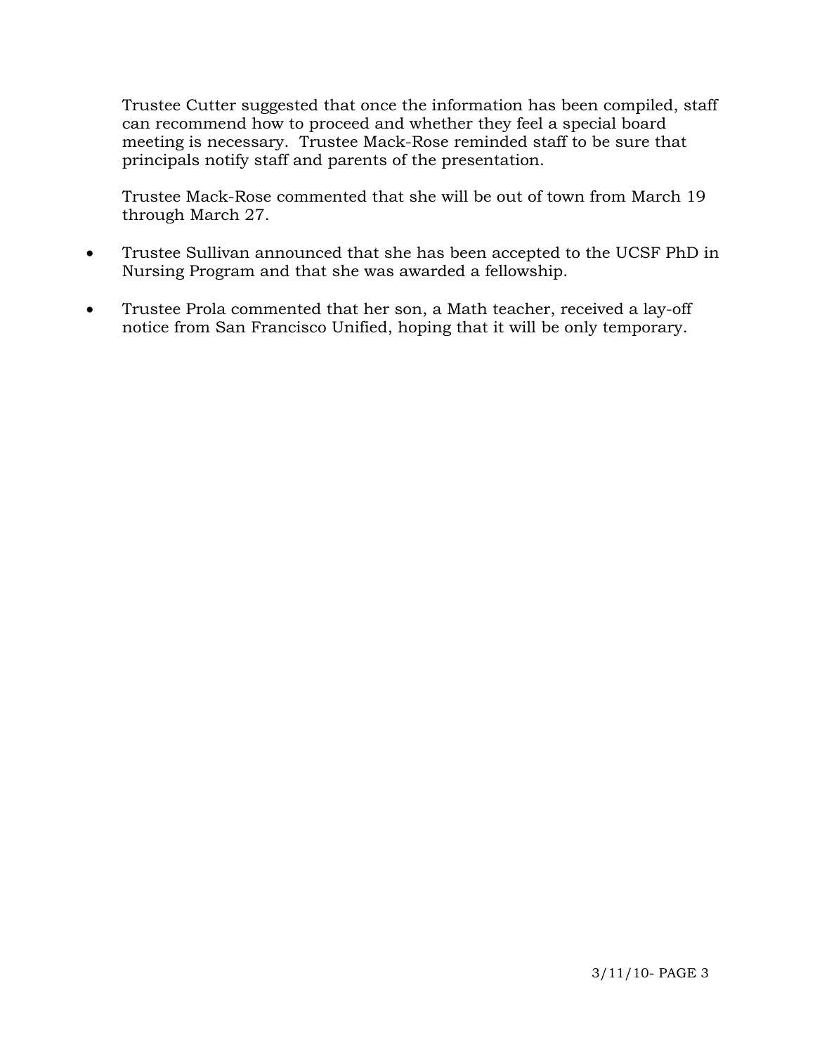Trustee Cutter suggested that once the information has been compiled, staff can recommend how to proceed and whether they feel a special board meeting is necessary. Trustee Mack-Rose reminded staff to be sure that principals notify staff and parents of the presentation.

Trustee Mack-Rose commented that she will be out of town from March 19 through March 27.

- Trustee Sullivan announced that she has been accepted to the UCSF PhD in Nursing Program and that she was awarded a fellowship.
- Trustee Prola commented that her son, a Math teacher, received a lay-off notice from San Francisco Unified, hoping that it will be only temporary.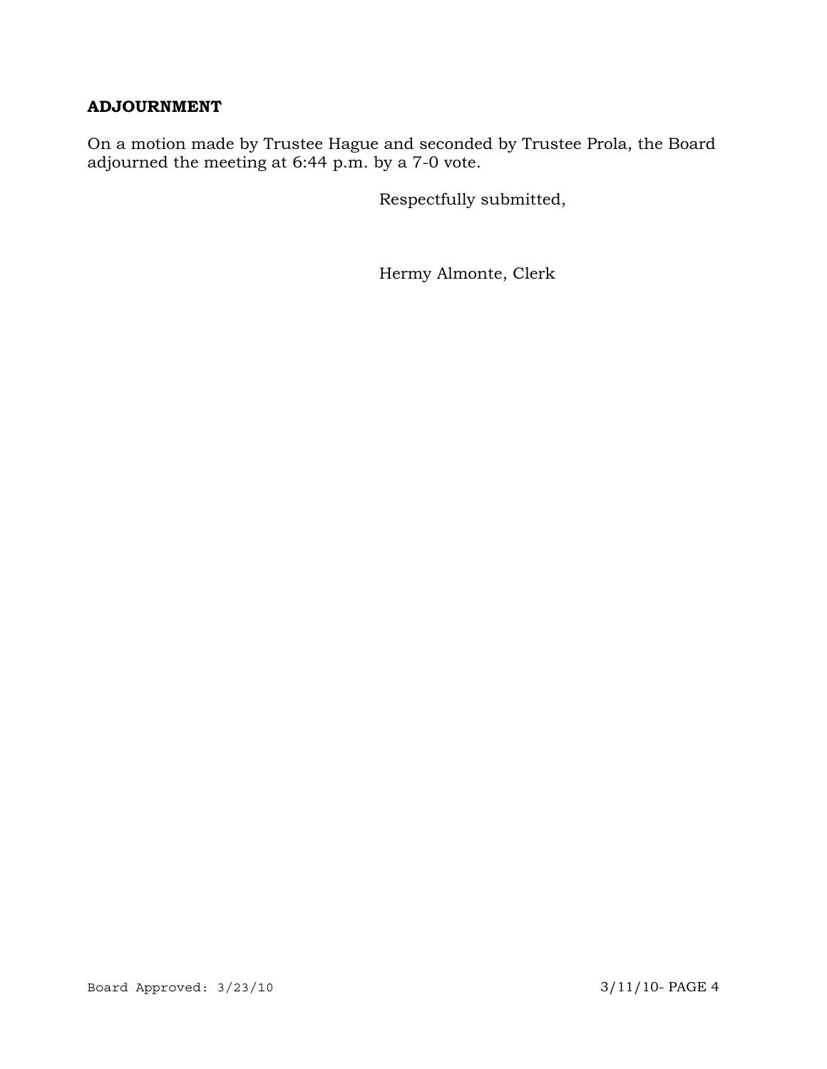**ADJOURNMENT**

On a motion made by Trustee Hague and seconded by Trustee Prola, the Board adjourned the meeting at 6:44 p.m. by a 7-0 vote.

Respectfully submitted,

Hermy Almonte, Clerk

Board Approved: 3/23/10